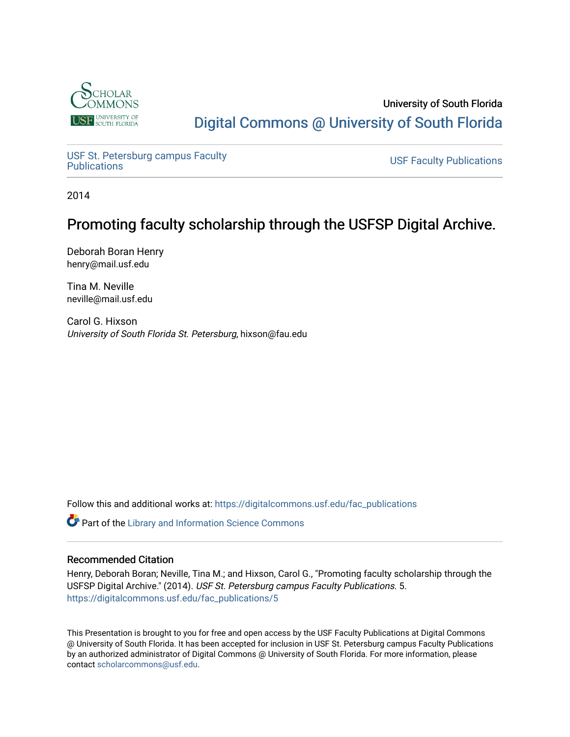University of South Florida

Digital Commons @ University of South Florida

USF St. Petersburg campus Faculty Publications | USF Faculty Publications

2014

# Promoting faculty scholarship through the USFSP Digital Archive.

Deborah Boran Henry
henry@mail.usf.edu

Tina M. Neville
neville@mail.usf.edu

Carol G. Hixson
*University of South Florida St. Petersburg*, hixson@fau.edu

Follow this and additional works at: https://digitalcommons.usf.edu/fac_publications

Part of the Library and Information Science Commons

## Recommended Citation

Henry, Deborah Boran; Neville, Tina M.; and Hixson, Carol G., "Promoting faculty scholarship through the USFSP Digital Archive." (2014). *USF St. Petersburg campus Faculty Publications*. 5.
https://digitalcommons.usf.edu/fac_publications/5

This Presentation is brought to you for free and open access by the USF Faculty Publications at Digital Commons @ University of South Florida. It has been accepted for inclusion in USF St. Petersburg campus Faculty Publications by an authorized administrator of Digital Commons @ University of South Florida. For more information, please contact scholarcommons@usf.edu.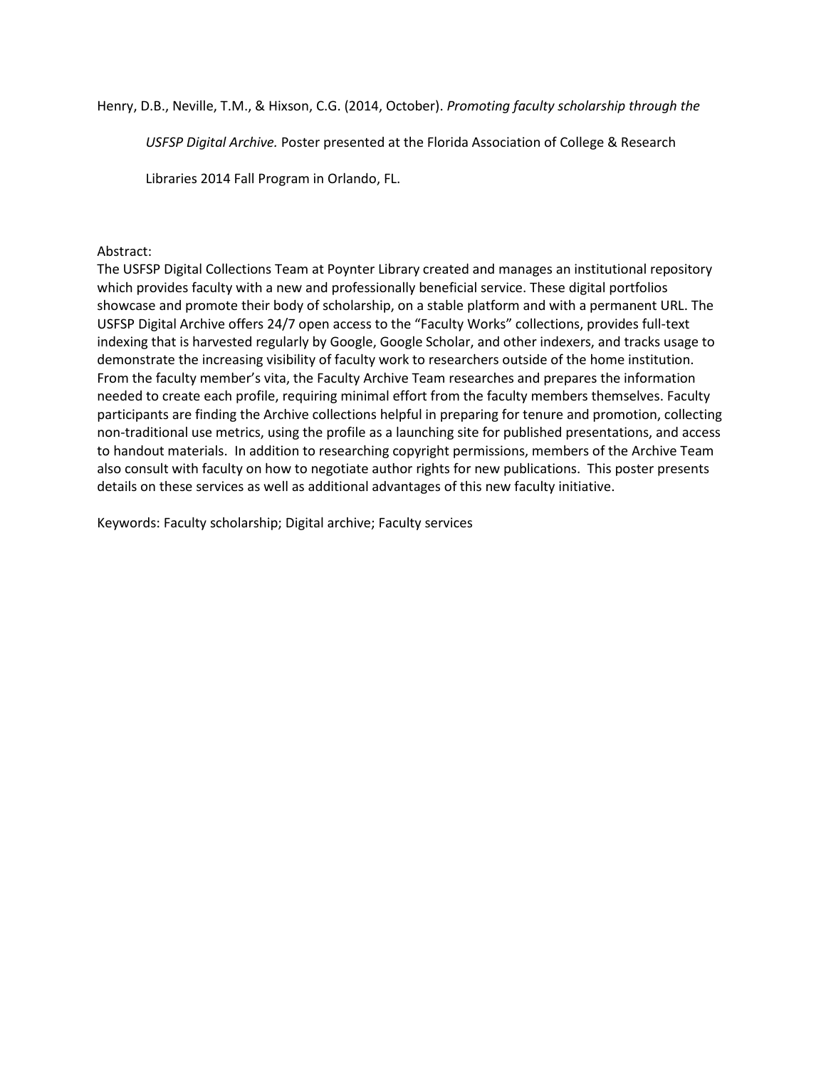Henry, D.B., Neville, T.M., & Hixson, C.G. (2014, October). *Promoting faculty scholarship through the USFSP Digital Archive.* Poster presented at the Florida Association of College & Research Libraries 2014 Fall Program in Orlando, FL.

Abstract:
The USFSP Digital Collections Team at Poynter Library created and manages an institutional repository which provides faculty with a new and professionally beneficial service. These digital portfolios showcase and promote their body of scholarship, on a stable platform and with a permanent URL. The USFSP Digital Archive offers 24/7 open access to the "Faculty Works" collections, provides full-text indexing that is harvested regularly by Google, Google Scholar, and other indexers, and tracks usage to demonstrate the increasing visibility of faculty work to researchers outside of the home institution. From the faculty member's vita, the Faculty Archive Team researches and prepares the information needed to create each profile, requiring minimal effort from the faculty members themselves. Faculty participants are finding the Archive collections helpful in preparing for tenure and promotion, collecting non-traditional use metrics, using the profile as a launching site for published presentations, and access to handout materials. In addition to researching copyright permissions, members of the Archive Team also consult with faculty on how to negotiate author rights for new publications. This poster presents details on these services as well as additional advantages of this new faculty initiative.

Keywords: Faculty scholarship; Digital archive; Faculty services